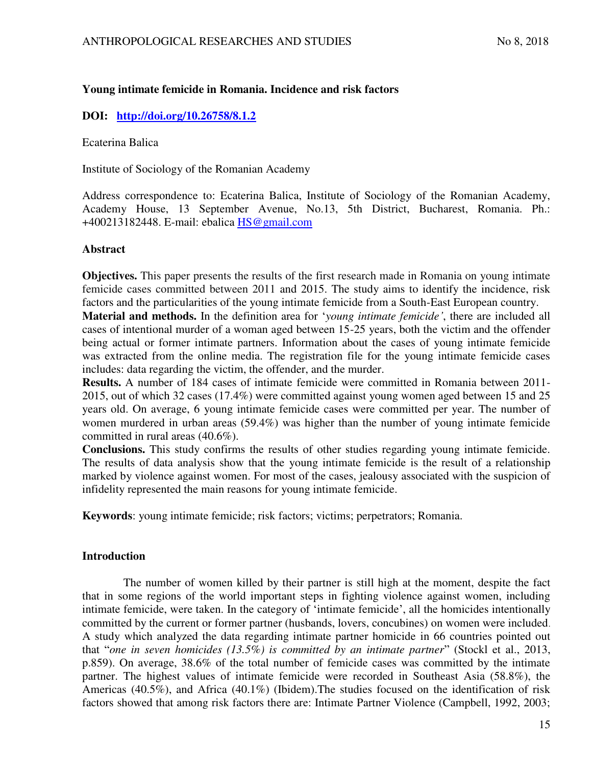# Young intimate femicide in Romania. Incidence and risk factors

**DOI:** [http://doi.org/10.26758/8.1.2](http://doi.org/10.26758/8.1.2)

Ecaterina Balica

Institute of Sociology of the Romanian Academy

Address correspondence to: Ecaterina Balica, Institute of Sociology of the Romanian Academy, Academy House, 13 September Avenue, No.13, 5th District, Bucharest, Romania. Ph.: +400213182448. E-mail: ebalica HS@gmail.com

## Abstract

**Objectives.** This paper presents the results of the first research made in Romania on young intimate femicide cases committed between 2011 and 2015. The study aims to identify the incidence, risk factors and the particularities of the young intimate femicide from a South-East European country.

**Material and methods.** In the definition area for '*young intimate femicide'*, there are included all cases of intentional murder of a woman aged between 15-25 years, both the victim and the offender being actual or former intimate partners. Information about the cases of young intimate femicide was extracted from the online media. The registration file for the young intimate femicide cases includes: data regarding the victim, the offender, and the murder.

**Results.** A number of 184 cases of intimate femicide were committed in Romania between 2011-2015, out of which 32 cases (17.4%) were committed against young women aged between 15 and 25 years old. On average, 6 young intimate femicide cases were committed per year. The number of women murdered in urban areas (59.4%) was higher than the number of young intimate femicide committed in rural areas (40.6%).

**Conclusions.** This study confirms the results of other studies regarding young intimate femicide. The results of data analysis show that the young intimate femicide is the result of a relationship marked by violence against women. For most of the cases, jealousy associated with the suspicion of infidelity represented the main reasons for young intimate femicide.

**Keywords**: young intimate femicide; risk factors; victims; perpetrators; Romania.

## Introduction

The number of women killed by their partner is still high at the moment, despite the fact that in some regions of the world important steps in fighting violence against women, including intimate femicide, were taken. In the category of 'intimate femicide', all the homicides intentionally committed by the current or former partner (husbands, lovers, concubines) on women were included. A study which analyzed the data regarding intimate partner homicide in 66 countries pointed out that "*one in seven homicides (13.5%) is committed by an intimate partner*" (Stockl et al., 2013, p.859). On average, 38.6% of the total number of femicide cases was committed by the intimate partner. The highest values of intimate femicide were recorded in Southeast Asia (58.8%), the Americas (40.5%), and Africa (40.1%) (Ibidem).The studies focused on the identification of risk factors showed that among risk factors there are: Intimate Partner Violence (Campbell, 1992, 2003;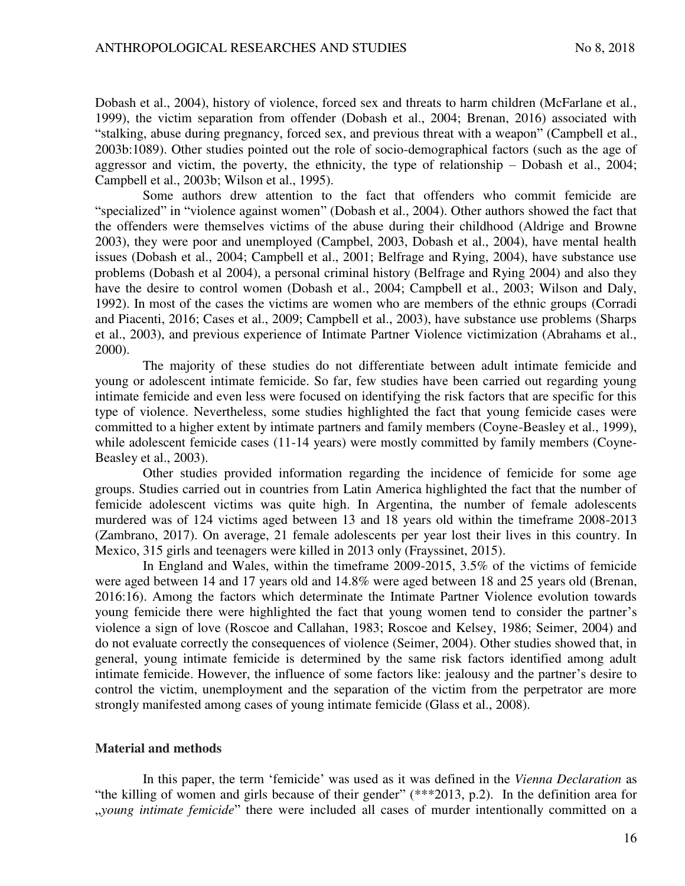Dobash et al., 2004), history of violence, forced sex and threats to harm children (McFarlane et al., 1999), the victim separation from offender (Dobash et al., 2004; Brenan, 2016) associated with "stalking, abuse during pregnancy, forced sex, and previous threat with a weapon" (Campbell et al., 2003b:1089). Other studies pointed out the role of socio-demographical factors (such as the age of aggressor and victim, the poverty, the ethnicity, the type of relationship – Dobash et al., 2004; Campbell et al., 2003b; Wilson et al., 1995).

Some authors drew attention to the fact that offenders who commit femicide are "specialized" in "violence against women" (Dobash et al., 2004). Other authors showed the fact that the offenders were themselves victims of the abuse during their childhood (Aldrige and Browne 2003), they were poor and unemployed (Campbel, 2003, Dobash et al., 2004), have mental health issues (Dobash et al., 2004; Campbell et al., 2001; Belfrage and Rying, 2004), have substance use problems (Dobash et al 2004), a personal criminal history (Belfrage and Rying 2004) and also they have the desire to control women (Dobash et al., 2004; Campbell et al., 2003; Wilson and Daly, 1992). In most of the cases the victims are women who are members of the ethnic groups (Corradi and Piacenti, 2016; Cases et al., 2009; Campbell et al., 2003), have substance use problems (Sharps et al., 2003), and previous experience of Intimate Partner Violence victimization (Abrahams et al., 2000).

The majority of these studies do not differentiate between adult intimate femicide and young or adolescent intimate femicide. So far, few studies have been carried out regarding young intimate femicide and even less were focused on identifying the risk factors that are specific for this type of violence. Nevertheless, some studies highlighted the fact that young femicide cases were committed to a higher extent by intimate partners and family members (Coyne-Beasley et al., 1999), while adolescent femicide cases (11-14 years) were mostly committed by family members (Coyne-Beasley et al., 2003).

Other studies provided information regarding the incidence of femicide for some age groups. Studies carried out in countries from Latin America highlighted the fact that the number of femicide adolescent victims was quite high. In Argentina, the number of female adolescents murdered was of 124 victims aged between 13 and 18 years old within the timeframe 2008-2013 (Zambrano, 2017). On average, 21 female adolescents per year lost their lives in this country. In Mexico, 315 girls and teenagers were killed in 2013 only (Frayssinet, 2015).

In England and Wales, within the timeframe 2009-2015, 3.5% of the victims of femicide were aged between 14 and 17 years old and 14.8% were aged between 18 and 25 years old (Brenan, 2016:16). Among the factors which determinate the Intimate Partner Violence evolution towards young femicide there were highlighted the fact that young women tend to consider the partner's violence a sign of love (Roscoe and Callahan, 1983; Roscoe and Kelsey, 1986; Seimer, 2004) and do not evaluate correctly the consequences of violence (Seimer, 2004). Other studies showed that, in general, young intimate femicide is determined by the same risk factors identified among adult intimate femicide. However, the influence of some factors like: jealousy and the partner's desire to control the victim, unemployment and the separation of the victim from the perpetrator are more strongly manifested among cases of young intimate femicide (Glass et al., 2008).

## Material and methods

In this paper, the term 'femicide' was used as it was defined in the *Vienna Declaration* as "the killing of women and girls because of their gender" (***2013, p.2). In the definition area for „*young intimate femicide*" there were included all cases of murder intentionally committed on a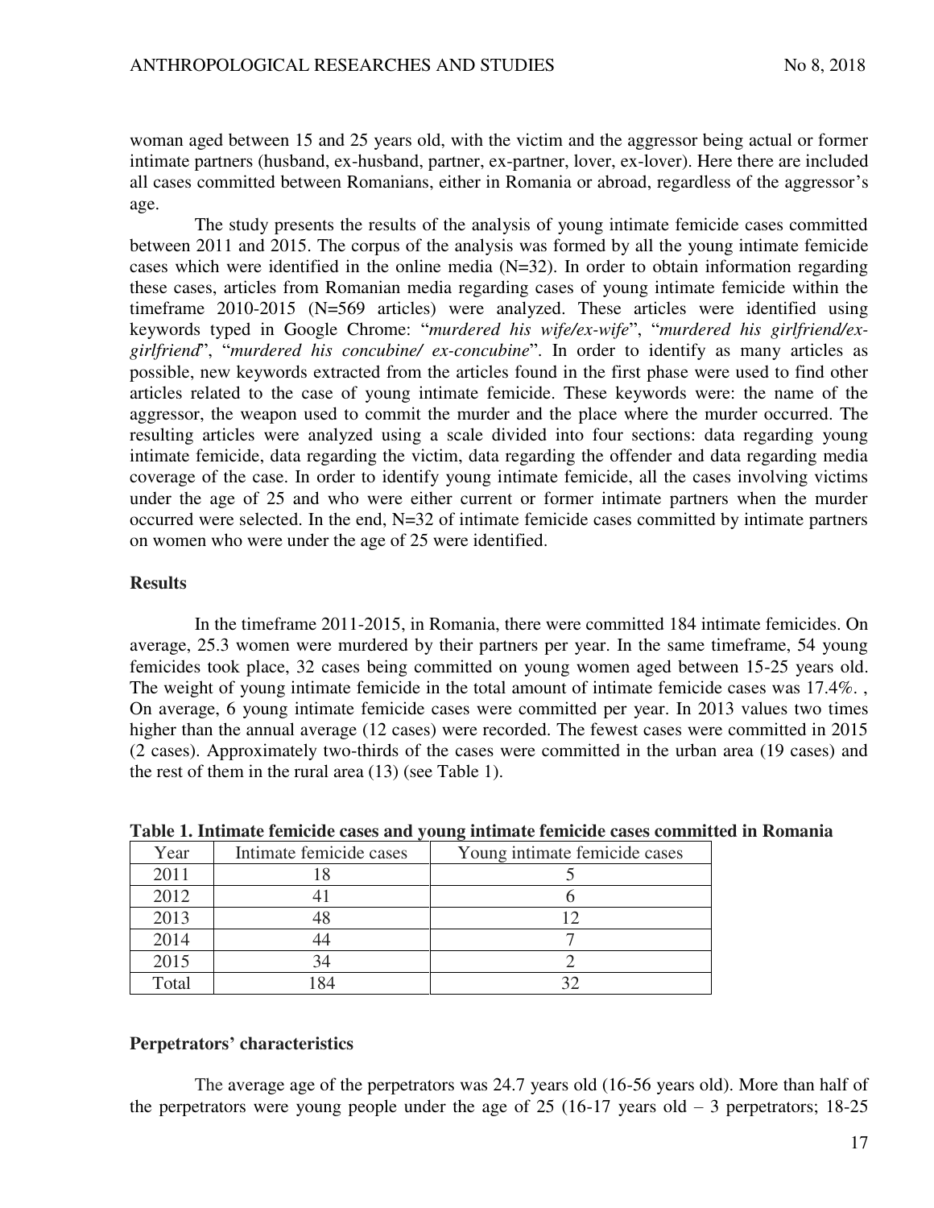woman aged between 15 and 25 years old, with the victim and the aggressor being actual or former intimate partners (husband, ex-husband, partner, ex-partner, lover, ex-lover). Here there are included all cases committed between Romanians, either in Romania or abroad, regardless of the aggressor's age.

The study presents the results of the analysis of young intimate femicide cases committed between 2011 and 2015. The corpus of the analysis was formed by all the young intimate femicide cases which were identified in the online media (N=32). In order to obtain information regarding these cases, articles from Romanian media regarding cases of young intimate femicide within the timeframe 2010-2015 (N=569 articles) were analyzed. These articles were identified using keywords typed in Google Chrome: "*murdered his wife/ex-wife*", "*murdered his girlfriend/ex-girlfriend*", "*murdered his concubine/ ex-concubine*". In order to identify as many articles as possible, new keywords extracted from the articles found in the first phase were used to find other articles related to the case of young intimate femicide. These keywords were: the name of the aggressor, the weapon used to commit the murder and the place where the murder occurred. The resulting articles were analyzed using a scale divided into four sections: data regarding young intimate femicide, data regarding the victim, data regarding the offender and data regarding media coverage of the case. In order to identify young intimate femicide, all the cases involving victims under the age of 25 and who were either current or former intimate partners when the murder occurred were selected. In the end, N=32 of intimate femicide cases committed by intimate partners on women who were under the age of 25 were identified.

**Results**

In the timeframe 2011-2015, in Romania, there were committed 184 intimate femicides. On average, 25.3 women were murdered by their partners per year. In the same timeframe, 54 young femicides took place, 32 cases being committed on young women aged between 15-25 years old. The weight of young intimate femicide in the total amount of intimate femicide cases was 17.4%. , On average, 6 young intimate femicide cases were committed per year. In 2013 values two times higher than the annual average (12 cases) were recorded. The fewest cases were committed in 2015 (2 cases). Approximately two-thirds of the cases were committed in the urban area (19 cases) and the rest of them in the rural area (13) (see Table 1).

**Table 1. Intimate femicide cases and young intimate femicide cases committed in Romania**

| Year | Intimate femicide cases | Young intimate femicide cases |
|---|---|---|
| 2011 | 18 | 5 |
| 2012 | 41 | 6 |
| 2013 | 48 | 12 |
| 2014 | 44 | 7 |
| 2015 | 34 | 2 |
| Total | 184 | 32 |

**Perpetrators' characteristics**

The average age of the perpetrators was 24.7 years old (16-56 years old). More than half of the perpetrators were young people under the age of 25 (16-17 years old – 3 perpetrators; 18-25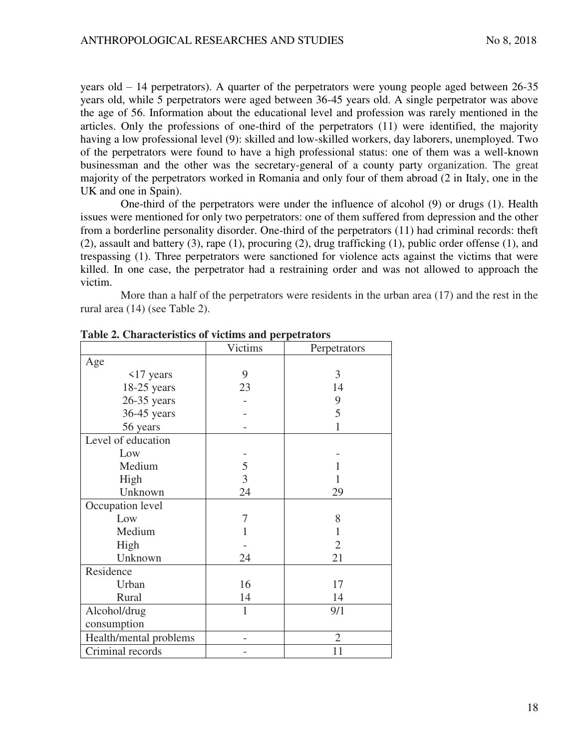years old – 14 perpetrators). A quarter of the perpetrators were young people aged between 26-35 years old, while 5 perpetrators were aged between 36-45 years old. A single perpetrator was above the age of 56. Information about the educational level and profession was rarely mentioned in the articles. Only the professions of one-third of the perpetrators (11) were identified, the majority having a low professional level (9): skilled and low-skilled workers, day laborers, unemployed. Two of the perpetrators were found to have a high professional status: one of them was a well-known businessman and the other was the secretary-general of a county party organization. The great majority of the perpetrators worked in Romania and only four of them abroad (2 in Italy, one in the UK and one in Spain).

One-third of the perpetrators were under the influence of alcohol (9) or drugs (1). Health issues were mentioned for only two perpetrators: one of them suffered from depression and the other from a borderline personality disorder. One-third of the perpetrators (11) had criminal records: theft (2), assault and battery (3), rape (1), procuring (2), drug trafficking (1), public order offense (1), and trespassing (1). Three perpetrators were sanctioned for violence acts against the victims that were killed. In one case, the perpetrator had a restraining order and was not allowed to approach the victim.

More than a half of the perpetrators were residents in the urban area (17) and the rest in the rural area (14) (see Table 2).

**Table 2. Characteristics of victims and perpetrators**

| | Victims | Perpetrators |
|---|---|---|
| Age | | |
| <17 years | 9 | 3 |
| 18-25 years | 23 | 14 |
| 26-35 years | - | 9 |
| 36-45 years | - | 5 |
| 56 years | - | 1 |
| Level of education | | |
| Low | - | - |
| Medium | 5 | 1 |
| High | 3 | 1 |
| Unknown | 24 | 29 |
| Occupation level | | |
| Low | 7 | 8 |
| Medium | 1 | 1 |
| High | - | 2 |
| Unknown | 24 | 21 |
| Residence | | |
| Urban | 16 | 17 |
| Rural | 14 | 14 |
| Alcohol/drug consumption | 1 | 9/1 |
| Health/mental problems | - | 2 |
| Criminal records | - | 11 |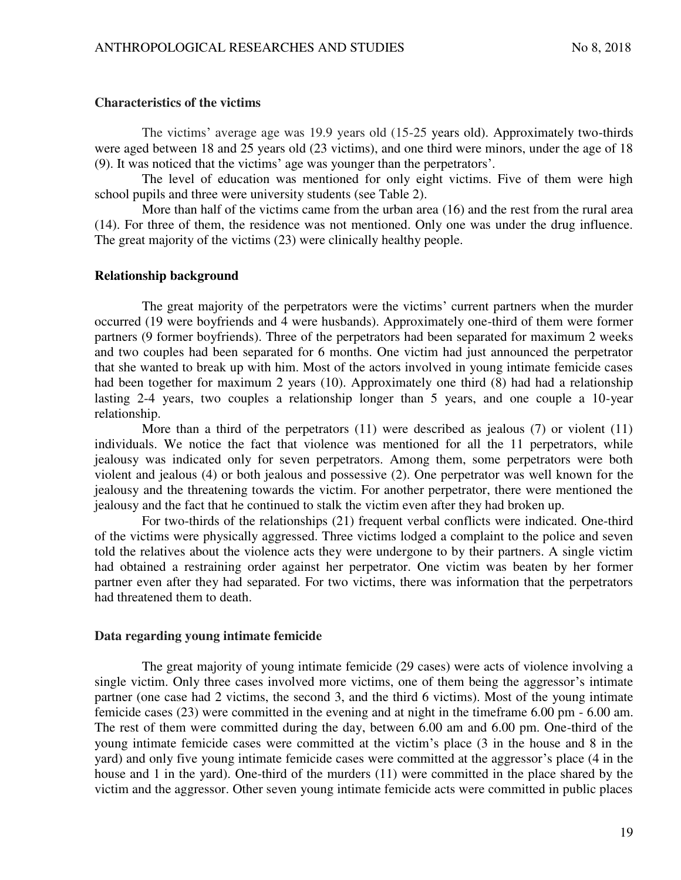## Characteristics of the victims

The victims' average age was 19.9 years old (15-25 years old). Approximately two-thirds were aged between 18 and 25 years old (23 victims), and one third were minors, under the age of 18 (9). It was noticed that the victims' age was younger than the perpetrators'.

The level of education was mentioned for only eight victims. Five of them were high school pupils and three were university students (see Table 2).

More than half of the victims came from the urban area (16) and the rest from the rural area (14). For three of them, the residence was not mentioned. Only one was under the drug influence. The great majority of the victims (23) were clinically healthy people.

## Relationship background

The great majority of the perpetrators were the victims' current partners when the murder occurred (19 were boyfriends and 4 were husbands). Approximately one-third of them were former partners (9 former boyfriends). Three of the perpetrators had been separated for maximum 2 weeks and two couples had been separated for 6 months. One victim had just announced the perpetrator that she wanted to break up with him. Most of the actors involved in young intimate femicide cases had been together for maximum 2 years (10). Approximately one third (8) had had a relationship lasting 2-4 years, two couples a relationship longer than 5 years, and one couple a 10-year relationship.

More than a third of the perpetrators (11) were described as jealous (7) or violent (11) individuals. We notice the fact that violence was mentioned for all the 11 perpetrators, while jealousy was indicated only for seven perpetrators. Among them, some perpetrators were both violent and jealous (4) or both jealous and possessive (2). One perpetrator was well known for the jealousy and the threatening towards the victim. For another perpetrator, there were mentioned the jealousy and the fact that he continued to stalk the victim even after they had broken up.

For two-thirds of the relationships (21) frequent verbal conflicts were indicated. One-third of the victims were physically aggressed. Three victims lodged a complaint to the police and seven told the relatives about the violence acts they were undergone to by their partners. A single victim had obtained a restraining order against her perpetrator. One victim was beaten by her former partner even after they had separated. For two victims, there was information that the perpetrators had threatened them to death.

## Data regarding young intimate femicide

The great majority of young intimate femicide (29 cases) were acts of violence involving a single victim. Only three cases involved more victims, one of them being the aggressor's intimate partner (one case had 2 victims, the second 3, and the third 6 victims). Most of the young intimate femicide cases (23) were committed in the evening and at night in the timeframe 6.00 pm - 6.00 am. The rest of them were committed during the day, between 6.00 am and 6.00 pm. One-third of the young intimate femicide cases were committed at the victim's place (3 in the house and 8 in the yard) and only five young intimate femicide cases were committed at the aggressor's place (4 in the house and 1 in the yard). One-third of the murders (11) were committed in the place shared by the victim and the aggressor. Other seven young intimate femicide acts were committed in public places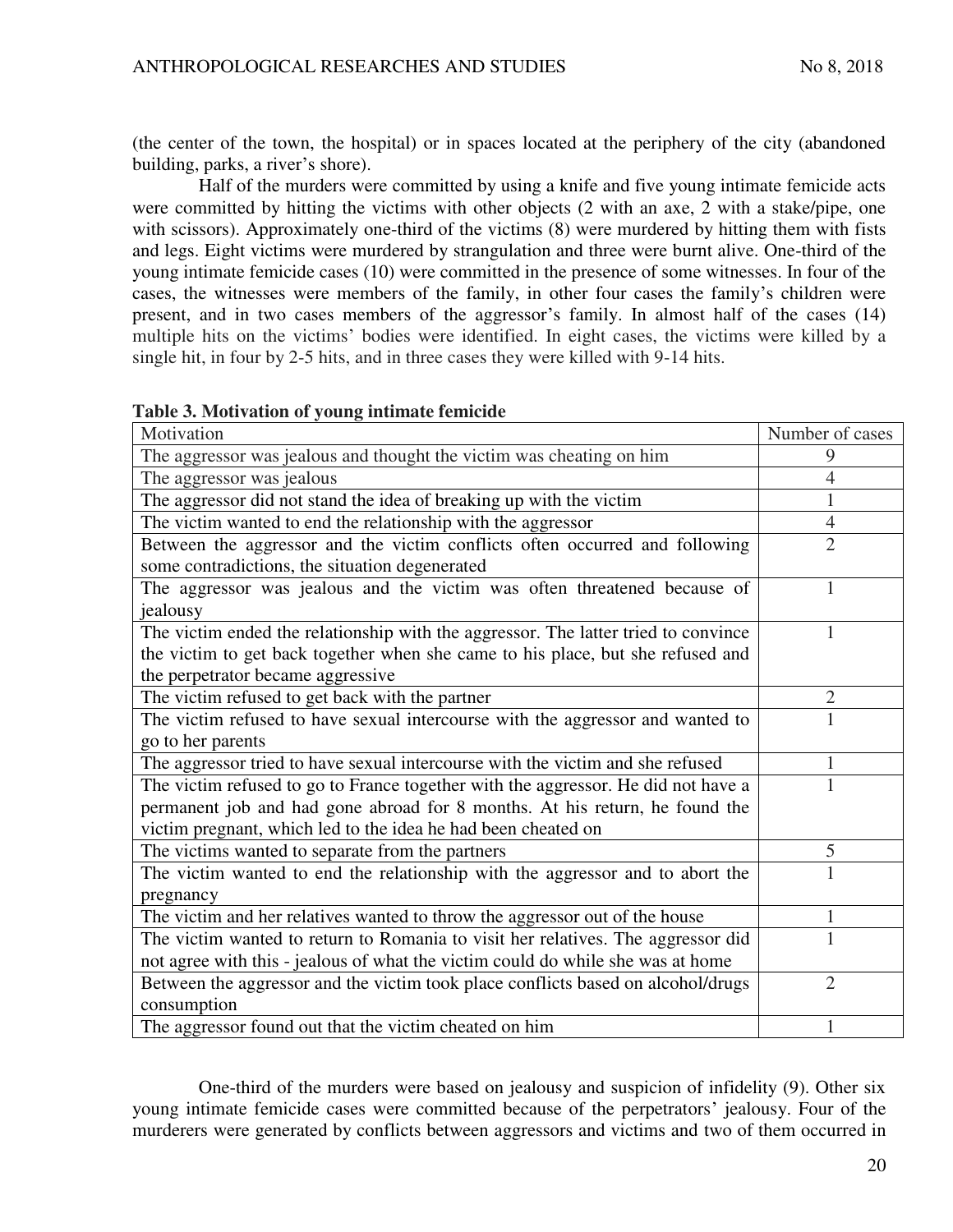(the center of the town, the hospital) or in spaces located at the periphery of the city (abandoned building, parks, a river's shore).

Half of the murders were committed by using a knife and five young intimate femicide acts were committed by hitting the victims with other objects (2 with an axe, 2 with a stake/pipe, one with scissors). Approximately one-third of the victims (8) were murdered by hitting them with fists and legs. Eight victims were murdered by strangulation and three were burnt alive. One-third of the young intimate femicide cases (10) were committed in the presence of some witnesses. In four of the cases, the witnesses were members of the family, in other four cases the family's children were present, and in two cases members of the aggressor's family. In almost half of the cases (14) multiple hits on the victims' bodies were identified. In eight cases, the victims were killed by a single hit, in four by 2-5 hits, and in three cases they were killed with 9-14 hits.

**Table 3. Motivation of young intimate femicide**

| Motivation | Number of cases |
|---|---|
| The aggressor was jealous and thought the victim was cheating on him | 9 |
| The aggressor was jealous | 4 |
| The aggressor did not stand the idea of breaking up with the victim | 1 |
| The victim wanted to end the relationship with the aggressor | 4 |
| Between the aggressor and the victim conflicts often occurred and following some contradictions, the situation degenerated | 2 |
| The aggressor was jealous and the victim was often threatened because of jealousy | 1 |
| The victim ended the relationship with the aggressor. The latter tried to convince the victim to get back together when she came to his place, but she refused and the perpetrator became aggressive | 1 |
| The victim refused to get back with the partner | 2 |
| The victim refused to have sexual intercourse with the aggressor and wanted to go to her parents | 1 |
| The aggressor tried to have sexual intercourse with the victim and she refused | 1 |
| The victim refused to go to France together with the aggressor. He did not have a permanent job and had gone abroad for 8 months. At his return, he found the victim pregnant, which led to the idea he had been cheated on | 1 |
| The victims wanted to separate from the partners | 5 |
| The victim wanted to end the relationship with the aggressor and to abort the pregnancy | 1 |
| The victim and her relatives wanted to throw the aggressor out of the house | 1 |
| The victim wanted to return to Romania to visit her relatives. The aggressor did not agree with this - jealous of what the victim could do while she was at home | 1 |
| Between the aggressor and the victim took place conflicts based on alcohol/drugs consumption | 2 |
| The aggressor found out that the victim cheated on him | 1 |

One-third of the murders were based on jealousy and suspicion of infidelity (9). Other six young intimate femicide cases were committed because of the perpetrators' jealousy. Four of the murderers were generated by conflicts between aggressors and victims and two of them occurred in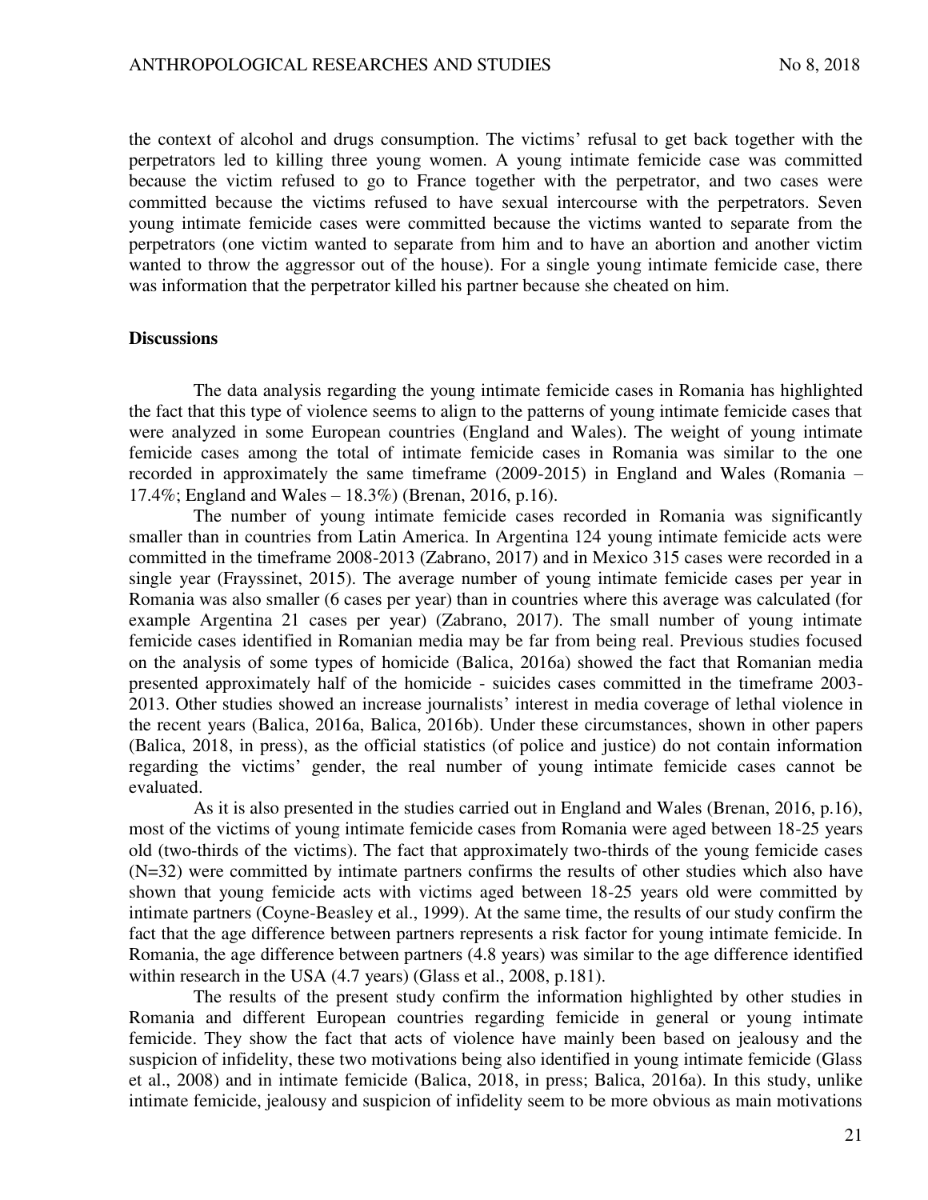the context of alcohol and drugs consumption. The victims' refusal to get back together with the perpetrators led to killing three young women. A young intimate femicide case was committed because the victim refused to go to France together with the perpetrator, and two cases were committed because the victims refused to have sexual intercourse with the perpetrators. Seven young intimate femicide cases were committed because the victims wanted to separate from the perpetrators (one victim wanted to separate from him and to have an abortion and another victim wanted to throw the aggressor out of the house). For a single young intimate femicide case, there was information that the perpetrator killed his partner because she cheated on him.

**Discussions**

The data analysis regarding the young intimate femicide cases in Romania has highlighted the fact that this type of violence seems to align to the patterns of young intimate femicide cases that were analyzed in some European countries (England and Wales). The weight of young intimate femicide cases among the total of intimate femicide cases in Romania was similar to the one recorded in approximately the same timeframe (2009-2015) in England and Wales (Romania – 17.4%; England and Wales – 18.3%) (Brenan, 2016, p.16).

The number of young intimate femicide cases recorded in Romania was significantly smaller than in countries from Latin America. In Argentina 124 young intimate femicide acts were committed in the timeframe 2008-2013 (Zabrano, 2017) and in Mexico 315 cases were recorded in a single year (Frayssinet, 2015). The average number of young intimate femicide cases per year in Romania was also smaller (6 cases per year) than in countries where this average was calculated (for example Argentina 21 cases per year) (Zabrano, 2017). The small number of young intimate femicide cases identified in Romanian media may be far from being real. Previous studies focused on the analysis of some types of homicide (Balica, 2016a) showed the fact that Romanian media presented approximately half of the homicide - suicides cases committed in the timeframe 2003-2013. Other studies showed an increase journalists' interest in media coverage of lethal violence in the recent years (Balica, 2016a, Balica, 2016b). Under these circumstances, shown in other papers (Balica, 2018, in press), as the official statistics (of police and justice) do not contain information regarding the victims' gender, the real number of young intimate femicide cases cannot be evaluated.

As it is also presented in the studies carried out in England and Wales (Brenan, 2016, p.16), most of the victims of young intimate femicide cases from Romania were aged between 18-25 years old (two-thirds of the victims). The fact that approximately two-thirds of the young femicide cases (N=32) were committed by intimate partners confirms the results of other studies which also have shown that young femicide acts with victims aged between 18-25 years old were committed by intimate partners (Coyne-Beasley et al., 1999). At the same time, the results of our study confirm the fact that the age difference between partners represents a risk factor for young intimate femicide. In Romania, the age difference between partners (4.8 years) was similar to the age difference identified within research in the USA (4.7 years) (Glass et al., 2008, p.181).

The results of the present study confirm the information highlighted by other studies in Romania and different European countries regarding femicide in general or young intimate femicide. They show the fact that acts of violence have mainly been based on jealousy and the suspicion of infidelity, these two motivations being also identified in young intimate femicide (Glass et al., 2008) and in intimate femicide (Balica, 2018, in press; Balica, 2016a). In this study, unlike intimate femicide, jealousy and suspicion of infidelity seem to be more obvious as main motivations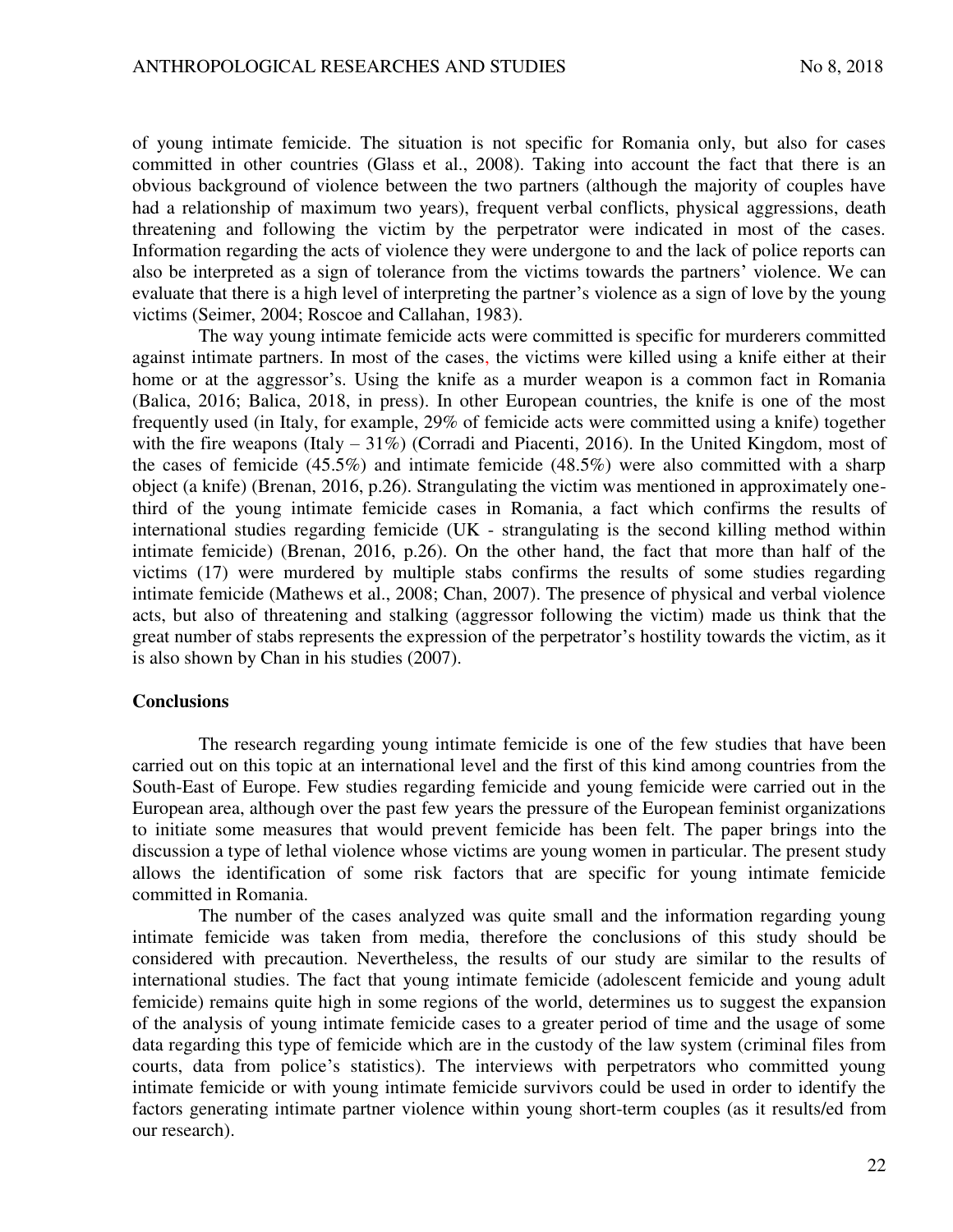of young intimate femicide. The situation is not specific for Romania only, but also for cases committed in other countries (Glass et al., 2008). Taking into account the fact that there is an obvious background of violence between the two partners (although the majority of couples have had a relationship of maximum two years), frequent verbal conflicts, physical aggressions, death threatening and following the victim by the perpetrator were indicated in most of the cases. Information regarding the acts of violence they were undergone to and the lack of police reports can also be interpreted as a sign of tolerance from the victims towards the partners' violence. We can evaluate that there is a high level of interpreting the partner's violence as a sign of love by the young victims (Seimer, 2004; Roscoe and Callahan, 1983).

The way young intimate femicide acts were committed is specific for murderers committed against intimate partners. In most of the cases, the victims were killed using a knife either at their home or at the aggressor's. Using the knife as a murder weapon is a common fact in Romania (Balica, 2016; Balica, 2018, in press). In other European countries, the knife is one of the most frequently used (in Italy, for example, 29% of femicide acts were committed using a knife) together with the fire weapons (Italy – 31%) (Corradi and Piacenti, 2016). In the United Kingdom, most of the cases of femicide (45.5%) and intimate femicide (48.5%) were also committed with a sharp object (a knife) (Brenan, 2016, p.26). Strangulating the victim was mentioned in approximately one-third of the young intimate femicide cases in Romania, a fact which confirms the results of international studies regarding femicide (UK - strangulating is the second killing method within intimate femicide) (Brenan, 2016, p.26). On the other hand, the fact that more than half of the victims (17) were murdered by multiple stabs confirms the results of some studies regarding intimate femicide (Mathews et al., 2008; Chan, 2007). The presence of physical and verbal violence acts, but also of threatening and stalking (aggressor following the victim) made us think that the great number of stabs represents the expression of the perpetrator's hostility towards the victim, as it is also shown by Chan in his studies (2007).

## Conclusions

The research regarding young intimate femicide is one of the few studies that have been carried out on this topic at an international level and the first of this kind among countries from the South-East of Europe. Few studies regarding femicide and young femicide were carried out in the European area, although over the past few years the pressure of the European feminist organizations to initiate some measures that would prevent femicide has been felt. The paper brings into the discussion a type of lethal violence whose victims are young women in particular. The present study allows the identification of some risk factors that are specific for young intimate femicide committed in Romania.

The number of the cases analyzed was quite small and the information regarding young intimate femicide was taken from media, therefore the conclusions of this study should be considered with precaution. Nevertheless, the results of our study are similar to the results of international studies. The fact that young intimate femicide (adolescent femicide and young adult femicide) remains quite high in some regions of the world, determines us to suggest the expansion of the analysis of young intimate femicide cases to a greater period of time and the usage of some data regarding this type of femicide which are in the custody of the law system (criminal files from courts, data from police's statistics). The interviews with perpetrators who committed young intimate femicide or with young intimate femicide survivors could be used in order to identify the factors generating intimate partner violence within young short-term couples (as it results/ed from our research).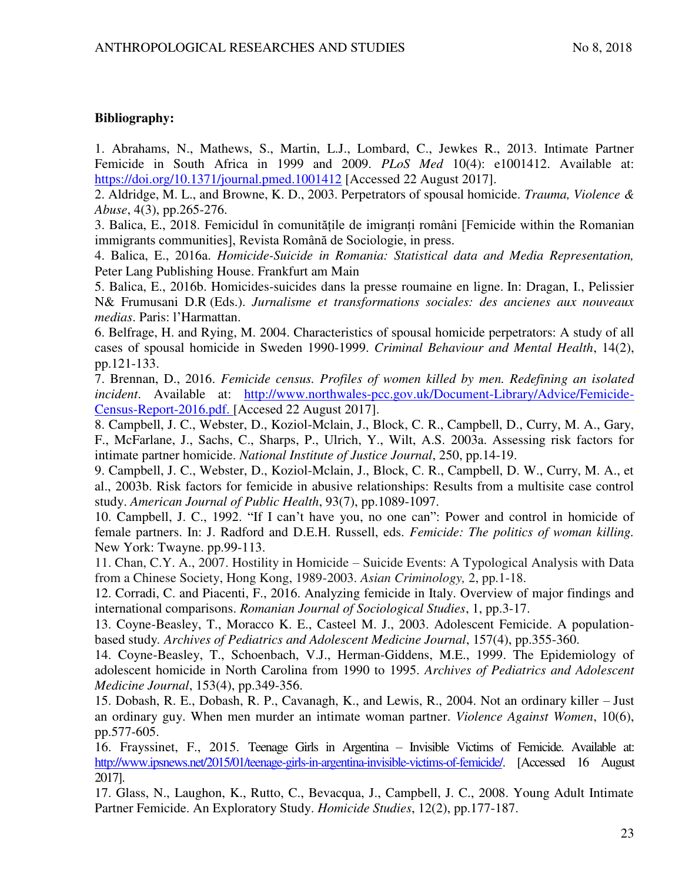**Bibliography:**

1. Abrahams, N., Mathews, S., Martin, L.J., Lombard, C., Jewkes R., 2013. Intimate Partner Femicide in South Africa in 1999 and 2009. *PLoS Med* 10(4): e1001412. Available at: https://doi.org/10.1371/journal.pmed.1001412 [Accessed 22 August 2017].
2. Aldridge, M. L., and Browne, K. D., 2003. Perpetrators of spousal homicide. *Trauma, Violence & Abuse*, 4(3), pp.265-276.
3. Balica, E., 2018. Femicidul în comunitățile de imigranți români [Femicide within the Romanian immigrants communities], Revista Română de Sociologie, in press.
4. Balica, E., 2016a. *Homicide-Suicide in Romania: Statistical data and Media Representation,* Peter Lang Publishing House. Frankfurt am Main
5. Balica, E., 2016b. Homicides-suicides dans la presse roumaine en ligne. In: Dragan, I., Pelissier N& Frumusani D.R (Eds.). *Jurnalisme et transformations sociales: des ancienes aux nouveaux medias*. Paris: l'Harmattan.
6. Belfrage, H. and Rying, M. 2004. Characteristics of spousal homicide perpetrators: A study of all cases of spousal homicide in Sweden 1990-1999. *Criminal Behaviour and Mental Health*, 14(2), pp.121-133.
7. Brennan, D., 2016. *Femicide census. Profiles of women killed by men. Redefining an isolated incident*. Available at: http://www.northwales-pcc.gov.uk/Document-Library/Advice/Femicide-Census-Report-2016.pdf. [Accesed 22 August 2017].
8. Campbell, J. C., Webster, D., Koziol-Mclain, J., Block, C. R., Campbell, D., Curry, M. A., Gary, F., McFarlane, J., Sachs, C., Sharps, P., Ulrich, Y., Wilt, A.S. 2003a. Assessing risk factors for intimate partner homicide. *National Institute of Justice Journal*, 250, pp.14-19.
9. Campbell, J. C., Webster, D., Koziol-Mclain, J., Block, C. R., Campbell, D. W., Curry, M. A., et al., 2003b. Risk factors for femicide in abusive relationships: Results from a multisite case control study. *American Journal of Public Health*, 93(7), pp.1089-1097.
10. Campbell, J. C., 1992. "If I can't have you, no one can": Power and control in homicide of female partners. In: J. Radford and D.E.H. Russell, eds. *Femicide: The politics of woman killing.* New York: Twayne. pp.99-113.
11. Chan, C.Y. A., 2007. Hostility in Homicide – Suicide Events: A Typological Analysis with Data from a Chinese Society, Hong Kong, 1989-2003. *Asian Criminology,* 2, pp.1-18.
12. Corradi, C. and Piacenti, F., 2016. Analyzing femicide in Italy. Overview of major findings and international comparisons. *Romanian Journal of Sociological Studies*, 1, pp.3-17.
13. Coyne-Beasley, T., Moracco K. E., Casteel M. J., 2003. Adolescent Femicide. A population-based study. *Archives of Pediatrics and Adolescent Medicine Journal*, 157(4), pp.355-360.
14. Coyne-Beasley, T., Schoenbach, V.J., Herman-Giddens, M.E., 1999. The Epidemiology of adolescent homicide in North Carolina from 1990 to 1995. *Archives of Pediatrics and Adolescent Medicine Journal*, 153(4), pp.349-356.
15. Dobash, R. E., Dobash, R. P., Cavanagh, K., and Lewis, R., 2004. Not an ordinary killer – Just an ordinary guy. When men murder an intimate woman partner. *Violence Against Women*, 10(6), pp.577-605.
16. Frayssinet, F., 2015. Teenage Girls in Argentina – Invisible Victims of Femicide. Available at: http://www.ipsnews.net/2015/01/teenage-girls-in-argentina-invisible-victims-of-femicide/. [Accessed 16 August 2017].
17. Glass, N., Laughon, K., Rutto, C., Bevacqua, J., Campbell, J. C., 2008. Young Adult Intimate Partner Femicide. An Exploratory Study. *Homicide Studies*, 12(2), pp.177-187.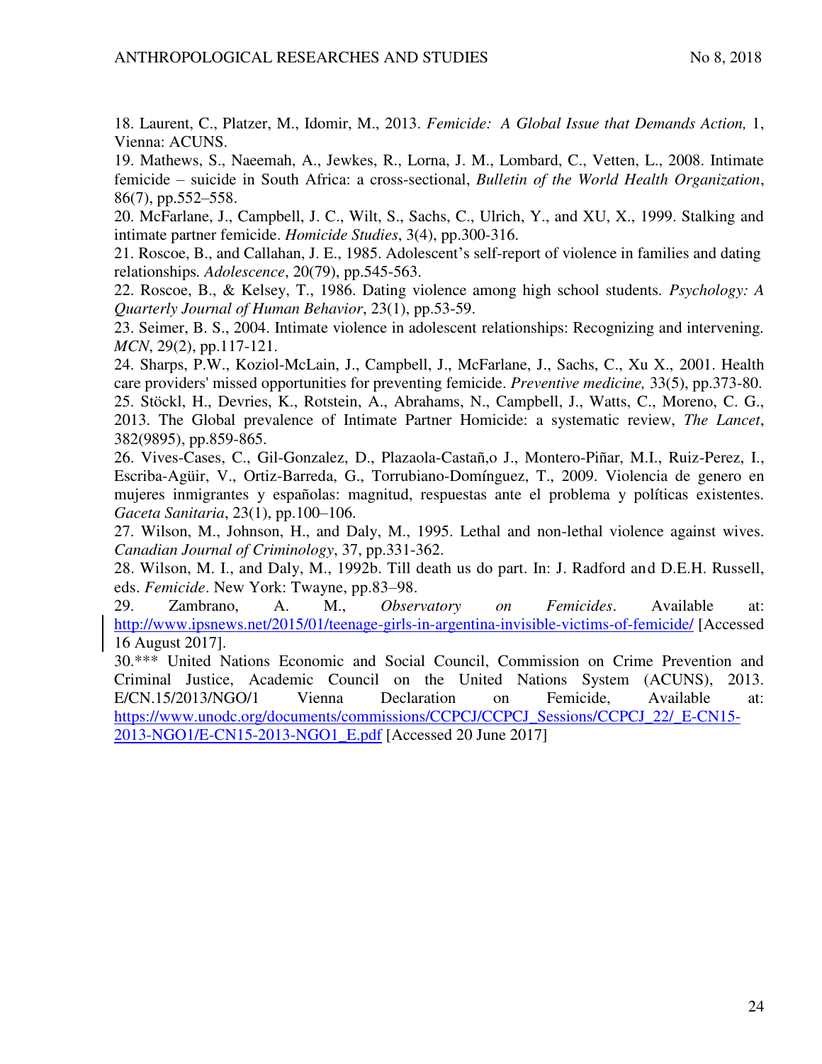18. Laurent, C., Platzer, M., Idomir, M., 2013. *Femicide: A Global Issue that Demands Action,* 1, Vienna: ACUNS.

19. Mathews, S., Naeemah, A., Jewkes, R., Lorna, J. M., Lombard, C., Vetten, L., 2008. Intimate femicide – suicide in South Africa: a cross-sectional, *Bulletin of the World Health Organization*, 86(7), pp.552–558.

20. McFarlane, J., Campbell, J. C., Wilt, S., Sachs, C., Ulrich, Y., and XU, X., 1999. Stalking and intimate partner femicide. *Homicide Studies*, 3(4), pp.300-316.

21. Roscoe, B., and Callahan, J. E., 1985. Adolescent's self-report of violence in families and dating relationships. *Adolescence*, 20(79), pp.545-563.

22. Roscoe, B., & Kelsey, T., 1986. Dating violence among high school students. *Psychology: A Quarterly Journal of Human Behavior*, 23(1), pp.53-59.

23. Seimer, B. S., 2004. Intimate violence in adolescent relationships: Recognizing and intervening. *MCN*, 29(2), pp.117-121.

24. Sharps, P.W., Koziol-McLain, J., Campbell, J., McFarlane, J., Sachs, C., Xu X., 2001. Health care providers' missed opportunities for preventing femicide. *Preventive medicine,* 33(5), pp.373-80.

25. Stöckl, H., Devries, K., Rotstein, A., Abrahams, N., Campbell, J., Watts, C., Moreno, C. G., 2013. The Global prevalence of Intimate Partner Homicide: a systematic review, *The Lancet*, 382(9895), pp.859-865.

26. Vives-Cases, C., Gil-Gonzalez, D., Plazaola-Castañ,o J., Montero-Piñar, M.I., Ruiz-Perez, I., Escriba-Agüir, V., Ortiz-Barreda, G., Torrubiano-Domínguez, T., 2009. Violencia de genero en mujeres inmigrantes y españolas: magnitud, respuestas ante el problema y políticas existentes. *Gaceta Sanitaria*, 23(1), pp.100–106.

27. Wilson, M., Johnson, H., and Daly, M., 1995. Lethal and non-lethal violence against wives. *Canadian Journal of Criminology*, 37, pp.331-362.

28. Wilson, M. I., and Daly, M., 1992b. Till death us do part. In: J. Radford and D.E.H. Russell, eds. *Femicide*. New York: Twayne, pp.83–98.

29. Zambrano, A. M., *Observatory on Femicides*. Available at: http://www.ipsnews.net/2015/01/teenage-girls-in-argentina-invisible-victims-of-femicide/ [Accessed 16 August 2017].

30.*** United Nations Economic and Social Council, Commission on Crime Prevention and Criminal Justice, Academic Council on the United Nations System (ACUNS), 2013. E/CN.15/2013/NGO/1 Vienna Declaration on Femicide, Available at: https://www.unodc.org/documents/commissions/CCPCJ/CCPCJ_Sessions/CCPCJ_22/_E-CN15-2013-NGO1/E-CN15-2013-NGO1_E.pdf [Accessed 20 June 2017]